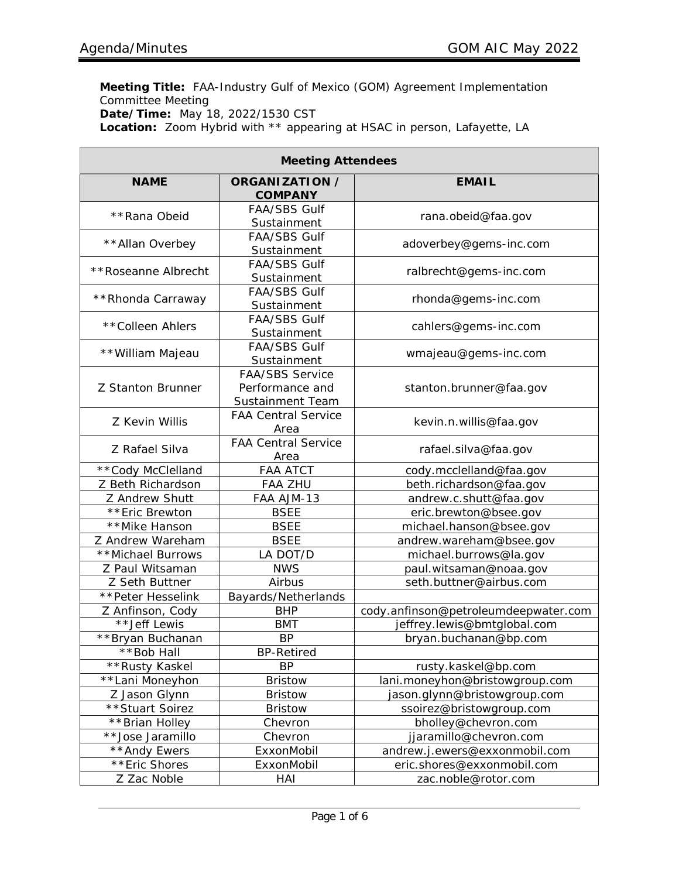**Meeting Title:** FAA-Industry Gulf of Mexico (GOM) Agreement Implementation Committee Meeting
**Date/Time:** May 18, 2022/1530 CST
**Location:** Zoom Hybrid with ** appearing at HSAC in person, Lafayette, LA

| Meeting Attendees | | |
|---|---|---|
| **NAME** | **ORGANIZATION / COMPANY** | **EMAIL** |
| **Rana Obeid | FAA/SBS Gulf Sustainment | rana.obeid@faa.gov |
| **Allan Overbey | FAA/SBS Gulf Sustainment | adoverbey@gems-inc.com |
| **Roseanne Albrecht | FAA/SBS Gulf Sustainment | ralbrecht@gems-inc.com |
| **Rhonda Carraway | FAA/SBS Gulf Sustainment | rhonda@gems-inc.com |
| **Colleen Ahlers | FAA/SBS Gulf Sustainment | cahlers@gems-inc.com |
| **William Majeau | FAA/SBS Gulf Sustainment | wmajeau@gems-inc.com |
| Z Stanton Brunner | FAA/SBS Service Performance and Sustainment Team | stanton.brunner@faa.gov |
| Z Kevin Willis | FAA Central Service Area | kevin.n.willis@faa.gov |
| Z Rafael Silva | FAA Central Service Area | rafael.silva@faa.gov |
| **Cody McClelland | FAA ATCT | cody.mcclelland@faa.gov |
| Z Beth Richardson | FAA ZHU | beth.richardson@faa.gov |
| Z Andrew Shutt | FAA AJM-13 | andrew.c.shutt@faa.gov |
| **Eric Brewton | BSEE | eric.brewton@bsee.gov |
| **Mike Hanson | BSEE | michael.hanson@bsee.gov |
| Z Andrew Wareham | BSEE | andrew.wareham@bsee.gov |
| **Michael Burrows | LA DOT/D | michael.burrows@la.gov |
| Z Paul Witsaman | NWS | paul.witsaman@noaa.gov |
| Z Seth Buttner | Airbus | seth.buttner@airbus.com |
| **Peter Hesselink | Bayards/Netherlands | |
| Z Anfinson, Cody | BHP | cody.anfinson@petroleumdeepwater.com |
| **Jeff Lewis | BMT | jeffrey.lewis@bmtglobal.com |
| **Bryan Buchanan | BP | bryan.buchanan@bp.com |
| **Bob Hall | BP-Retired | |
| **Rusty Kaskel | BP | rusty.kaskel@bp.com |
| **Lani Moneyhon | Bristow | lani.moneyhon@bristowgroup.com |
| Z Jason Glynn | Bristow | jason.glynn@bristowgroup.com |
| **Stuart Soirez | Bristow | ssoirez@bristowgroup.com |
| **Brian Holley | Chevron | bholley@chevron.com |
| **Jose Jaramillo | Chevron | jjaramillo@chevron.com |
| **Andy Ewers | ExxonMobil | andrew.j.ewers@exxonmobil.com |
| **Eric Shores | ExxonMobil | eric.shores@exxonmobil.com |
| Z Zac Noble | HAI | zac.noble@rotor.com |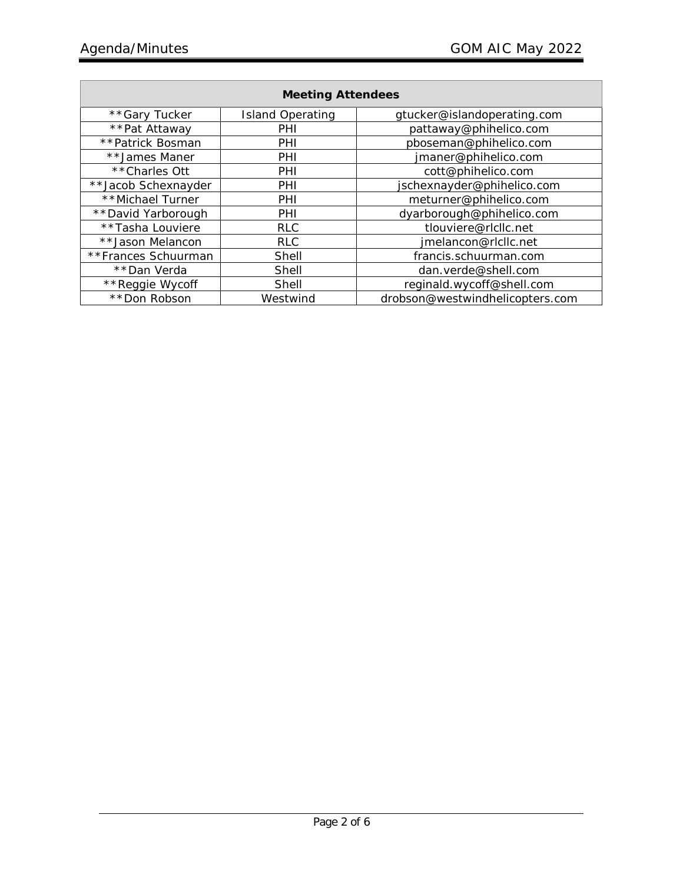| Meeting Attendees | | |
|---|---|---|
| **Gary Tucker | Island Operating | gtucker@islandoperating.com |
| **Pat Attaway | PHI | pattaway@phihelico.com |
| **Patrick Bosman | PHI | pboseman@phihelico.com |
| **James Maner | PHI | jmaner@phihelico.com |
| **Charles Ott | PHI | cott@phihelico.com |
| **Jacob Schexnayder | PHI | jschexnayder@phihelico.com |
| **Michael Turner | PHI | meturner@phihelico.com |
| **David Yarborough | PHI | dyarborough@phihelico.com |
| **Tasha Louviere | RLC | tlouviere@rlcllc.net |
| **Jason Melancon | RLC | jmelancon@rlcllc.net |
| **Frances Schuurman | Shell | francis.schuurman.com |
| **Dan Verda | Shell | dan.verde@shell.com |
| **Reggie Wycoff | Shell | reginald.wycoff@shell.com |
| **Don Robson | Westwind | drobson@westwindhelicopters.com |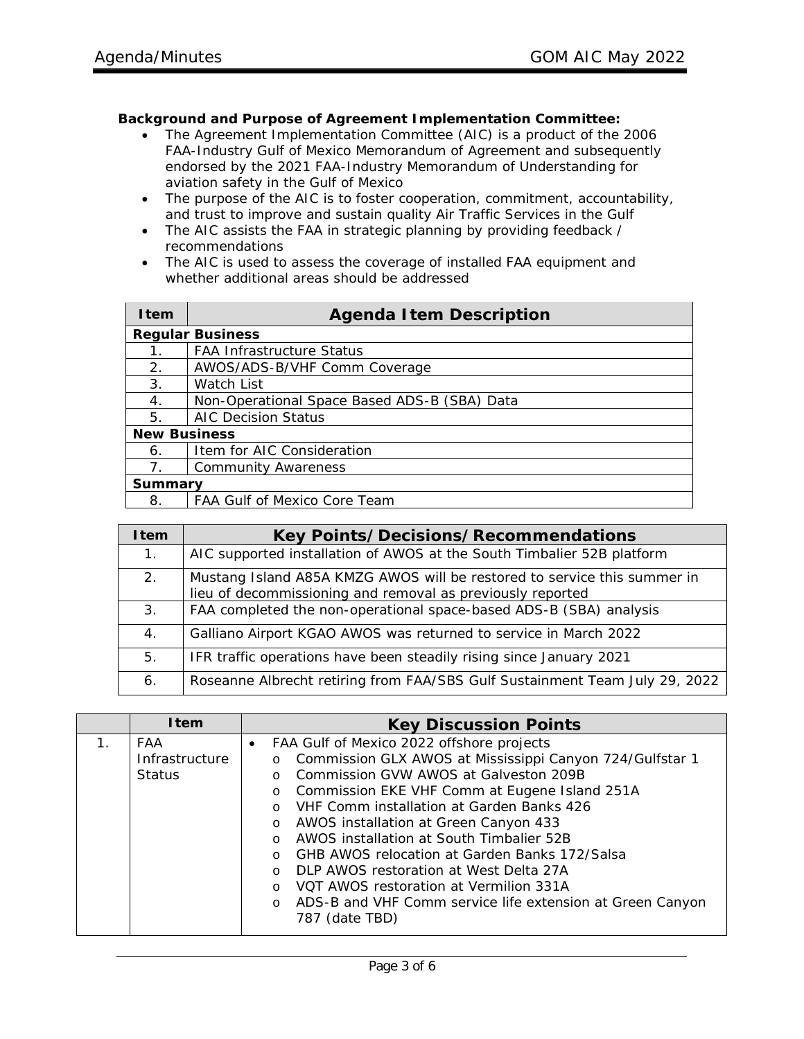**Background and Purpose of Agreement Implementation Committee:**

- The Agreement Implementation Committee (AIC) is a product of the 2006 FAA-Industry Gulf of Mexico Memorandum of Agreement and subsequently endorsed by the 2021 FAA-Industry Memorandum of Understanding for aviation safety in the Gulf of Mexico
- The purpose of the AIC is to foster cooperation, commitment, accountability, and trust to improve and sustain quality Air Traffic Services in the Gulf
- The AIC assists the FAA in strategic planning by providing feedback / recommendations
- The AIC is used to assess the coverage of installed FAA equipment and whether additional areas should be addressed

| Item | Agenda Item Description |
|---|---|
| **Regular Business** | |
| 1. | FAA Infrastructure Status |
| 2. | AWOS/ADS-B/VHF Comm Coverage |
| 3. | Watch List |
| 4. | Non-Operational Space Based ADS-B (SBA) Data |
| 5. | AIC Decision Status |
| **New Business** | |
| 6. | Item for AIC Consideration |
| 7. | Community Awareness |
| **Summary** | |
| 8. | FAA Gulf of Mexico Core Team |

| Item | Key Points/Decisions/Recommendations |
|---|---|
| 1. | AIC supported installation of AWOS at the South Timbalier 52B platform |
| 2. | Mustang Island A85A KMZG AWOS will be restored to service this summer in lieu of decommissioning and removal as previously reported |
| 3. | FAA completed the non-operational space-based ADS-B (SBA) analysis |
| 4. | Galliano Airport KGAO AWOS was returned to service in March 2022 |
| 5. | IFR traffic operations have been steadily rising since January 2021 |
| 6. | Roseanne Albrecht retiring from FAA/SBS Gulf Sustainment Team July 29, 2022 |

| | Item | Key Discussion Points |
|---|---|---|
| 1. | FAA Infrastructure Status | • FAA Gulf of Mexico 2022 offshore projects<br>o Commission GLX AWOS at Mississippi Canyon 724/Gulfstar 1<br>o Commission GVW AWOS at Galveston 209B<br>o Commission EKE VHF Comm at Eugene Island 251A<br>o VHF Comm installation at Garden Banks 426<br>o AWOS installation at Green Canyon 433<br>o AWOS installation at South Timbalier 52B<br>o GHB AWOS relocation at Garden Banks 172/Salsa<br>o DLP AWOS restoration at West Delta 27A<br>o VQT AWOS restoration at Vermilion 331A<br>o ADS-B and VHF Comm service life extension at Green Canyon 787 (date TBD) |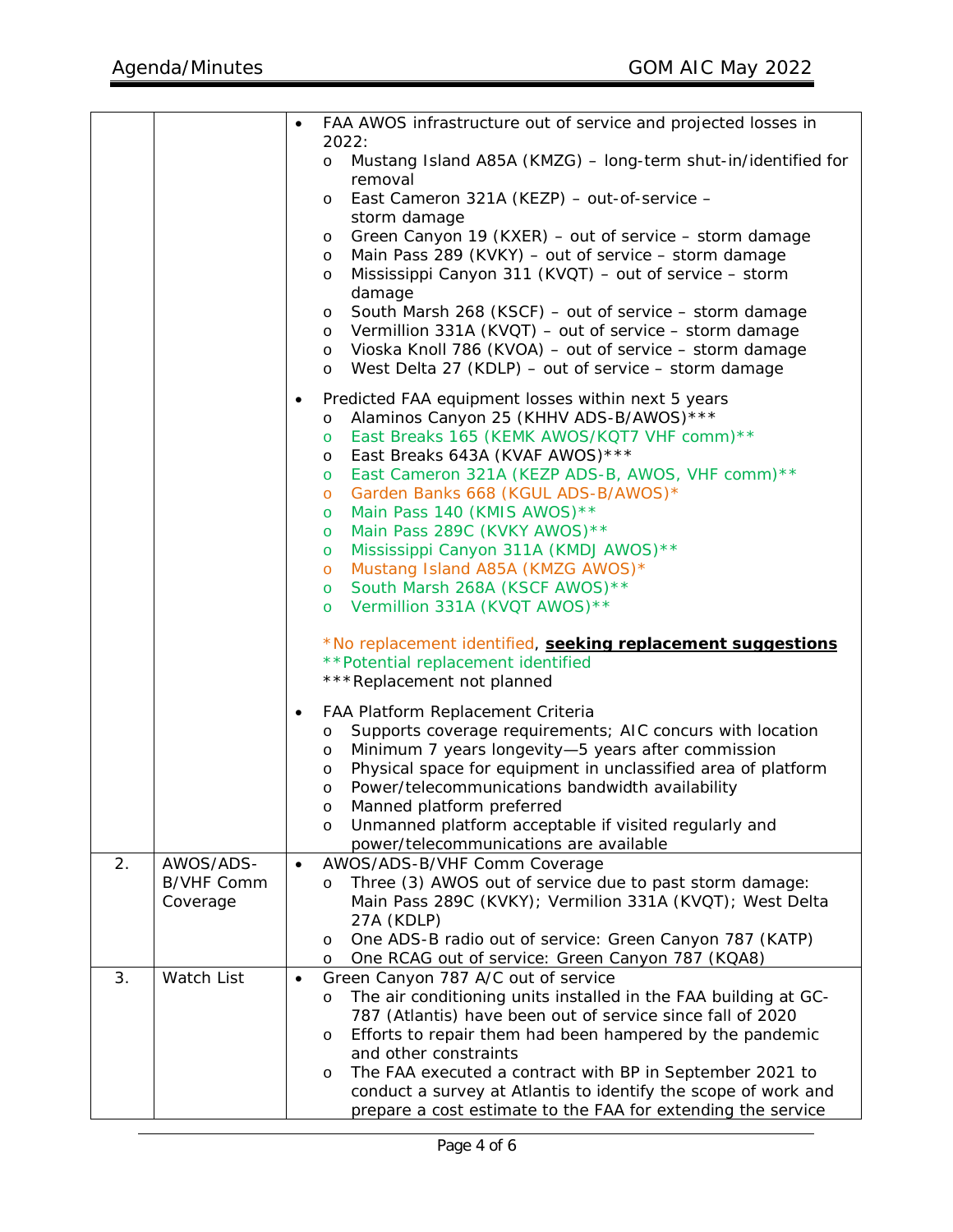| | | |
|---|---|---|
| | | • FAA AWOS infrastructure out of service and projected losses in 2022:<br>o Mustang Island A85A (KMZG) – long-term shut-in/identified for removal<br>o East Cameron 321A (KEZP) – out-of-service – storm damage<br>o Green Canyon 19 (KXER) – out of service – storm damage<br>o Main Pass 289 (KVKY) – out of service – storm damage<br>o Mississippi Canyon 311 (KVQT) – out of service – storm damage<br>o South Marsh 268 (KSCF) – out of service – storm damage<br>o Vermillion 331A (KVQT) – out of service – storm damage<br>o Vioska Knoll 786 (KVOA) – out of service – storm damage<br>o West Delta 27 (KDLP) – out of service – storm damage<br><br>• Predicted FAA equipment losses within next 5 years<br>o Alaminos Canyon 25 (KHHV ADS-B/AWOS)***<br>o East Breaks 165 (KEMK AWOS/KQT7 VHF comm)**<br>o East Breaks 643A (KVAF AWOS)***<br>o East Cameron 321A (KEZP ADS-B, AWOS, VHF comm)**<br>o Garden Banks 668 (KGUL ADS-B/AWOS)*<br>o Main Pass 140 (KMIS AWOS)**<br>o Main Pass 289C (KVKY AWOS)**<br>o Mississippi Canyon 311A (KMDJ AWOS)**<br>o Mustang Island A85A (KMZG AWOS)*<br>o South Marsh 268A (KSCF AWOS)**<br>o Vermillion 331A (KVQT AWOS)**<br><br>*No replacement identified, <u>**seeking replacement suggestions**</u><br>**Potential replacement identified<br>***Replacement not planned<br><br>• FAA Platform Replacement Criteria<br>o Supports coverage requirements; AIC concurs with location<br>o Minimum 7 years longevity—5 years after commission<br>o Physical space for equipment in unclassified area of platform<br>o Power/telecommunications bandwidth availability<br>o Manned platform preferred<br>o Unmanned platform acceptable if visited regularly and power/telecommunications are available |
| 2. | AWOS/ADS-B/VHF Comm Coverage | • AWOS/ADS-B/VHF Comm Coverage<br>o Three (3) AWOS out of service due to past storm damage: Main Pass 289C (KVKY); Vermilion 331A (KVQT); West Delta 27A (KDLP)<br>o One ADS-B radio out of service: Green Canyon 787 (KATP)<br>o One RCAG out of service: Green Canyon 787 (KQA8) |
| 3. | Watch List | • Green Canyon 787 A/C out of service<br>o The air conditioning units installed in the FAA building at GC-787 (Atlantis) have been out of service since fall of 2020<br>o Efforts to repair them had been hampered by the pandemic and other constraints<br>o The FAA executed a contract with BP in September 2021 to conduct a survey at Atlantis to identify the scope of work and prepare a cost estimate to the FAA for extending the service |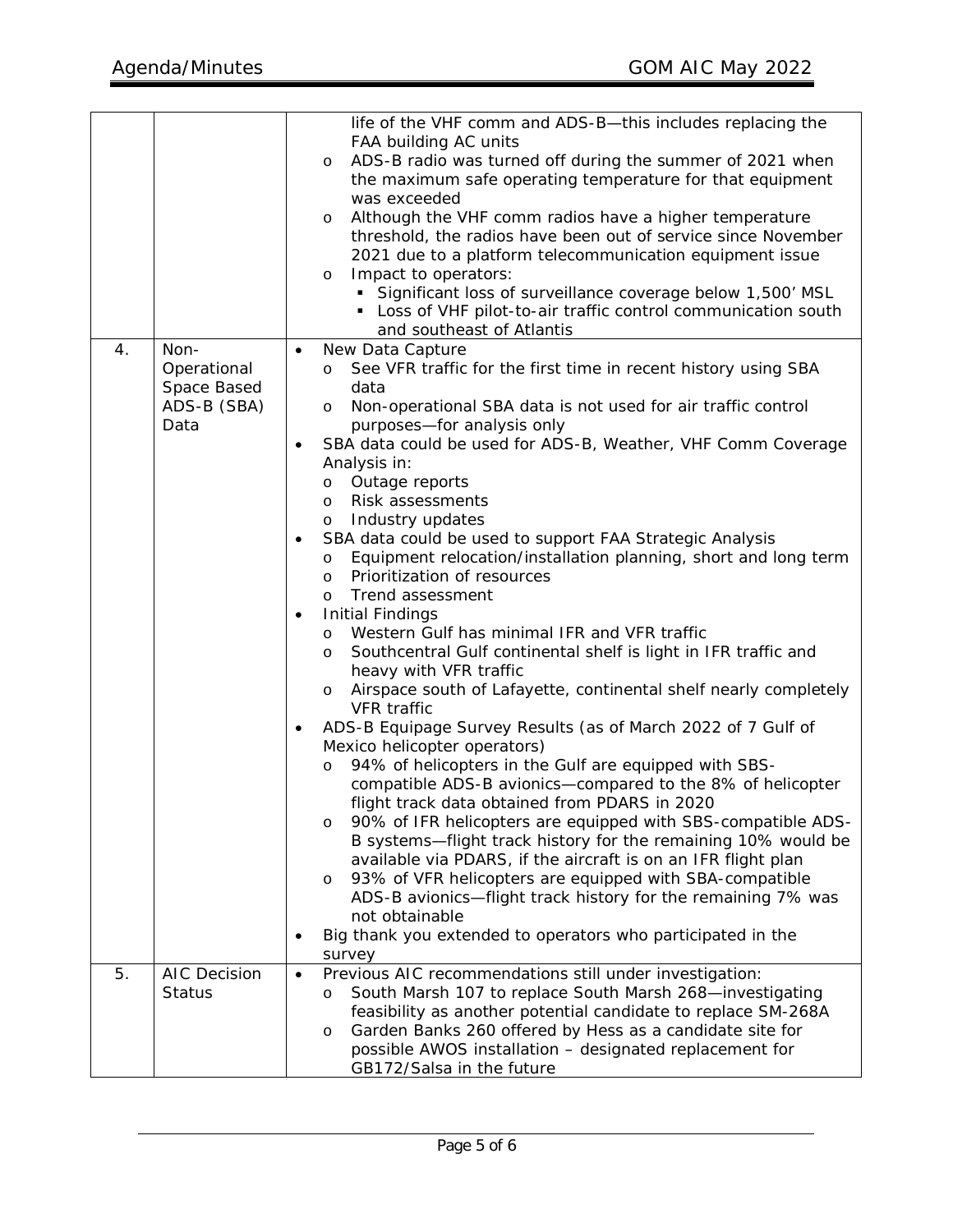| | | |
|---|---|---|
| | | life of the VHF comm and ADS-B—this includes replacing the FAA building AC units<br>o ADS-B radio was turned off during the summer of 2021 when the maximum safe operating temperature for that equipment was exceeded<br>o Although the VHF comm radios have a higher temperature threshold, the radios have been out of service since November 2021 due to a platform telecommunication equipment issue<br>o Impact to operators:<br>&nbsp;&nbsp;▪ Significant loss of surveillance coverage below 1,500' MSL<br>&nbsp;&nbsp;▪ Loss of VHF pilot-to-air traffic control communication south and southeast of Atlantis |
| 4. | Non-Operational Space Based ADS-B (SBA) Data | • New Data Capture<br>o See VFR traffic for the first time in recent history using SBA data<br>o Non-operational SBA data is not used for air traffic control purposes—for analysis only<br>• SBA data could be used for ADS-B, Weather, VHF Comm Coverage Analysis in:<br>o Outage reports<br>o Risk assessments<br>o Industry updates<br>• SBA data could be used to support FAA Strategic Analysis<br>o Equipment relocation/installation planning, short and long term<br>o Prioritization of resources<br>o Trend assessment<br>• Initial Findings<br>o Western Gulf has minimal IFR and VFR traffic<br>o Southcentral Gulf continental shelf is light in IFR traffic and heavy with VFR traffic<br>o Airspace south of Lafayette, continental shelf nearly completely VFR traffic<br>• ADS-B Equipage Survey Results (as of March 2022 of 7 Gulf of Mexico helicopter operators)<br>o 94% of helicopters in the Gulf are equipped with SBS-compatible ADS-B avionics—compared to the 8% of helicopter flight track data obtained from PDARS in 2020<br>o 90% of IFR helicopters are equipped with SBS-compatible ADS-B systems—flight track history for the remaining 10% would be available via PDARS, if the aircraft is on an IFR flight plan<br>o 93% of VFR helicopters are equipped with SBA-compatible ADS-B avionics—flight track history for the remaining 7% was not obtainable<br>• Big thank you extended to operators who participated in the survey |
| 5. | AIC Decision Status | • Previous AIC recommendations still under investigation:<br>o South Marsh 107 to replace South Marsh 268—investigating feasibility as another potential candidate to replace SM-268A<br>o Garden Banks 260 offered by Hess as a candidate site for possible AWOS installation – designated replacement for GB172/Salsa in the future |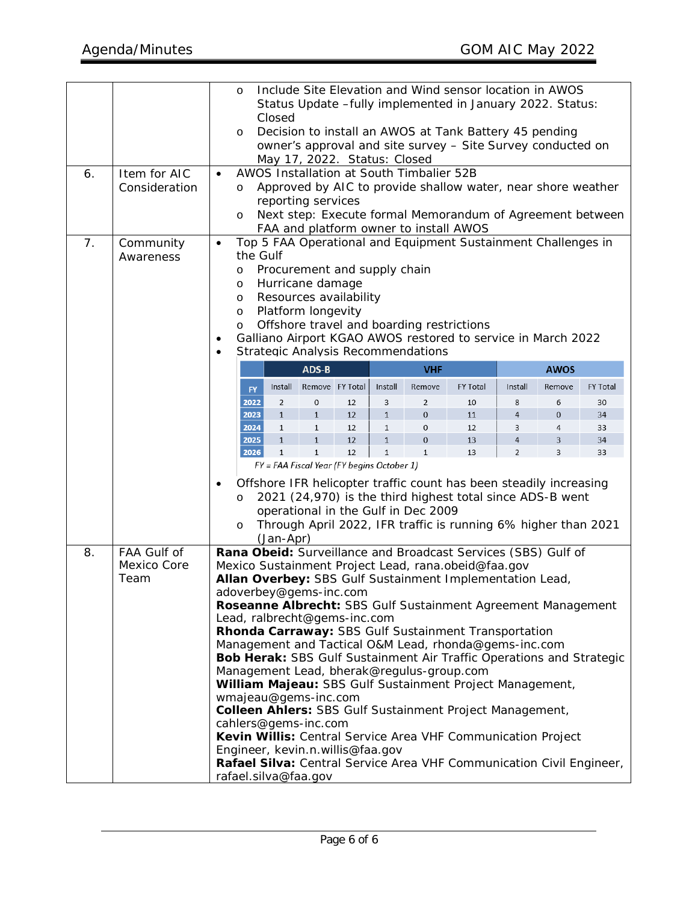| | | |
|---|---|---|
| | | ◦ Include Site Elevation and Wind sensor location in AWOS Status Update –fully implemented in January 2022. Status: Closed<br>◦ Decision to install an AWOS at Tank Battery 45 pending owner's approval and site survey – Site Survey conducted on May 17, 2022. Status: Closed |
| 6. | Item for AIC Consideration | • AWOS Installation at South Timbalier 52B<br>◦ Approved by AIC to provide shallow water, near shore weather reporting services<br>◦ Next step: Execute formal Memorandum of Agreement between FAA and platform owner to install AWOS |
| 7. | Community Awareness | • Top 5 FAA Operational and Equipment Sustainment Challenges in the Gulf<br>◦ Procurement and supply chain<br>◦ Hurricane damage<br>◦ Resources availability<br>◦ Platform longevity<br>◦ Offshore travel and boarding restrictions<br>• Galliano Airport KGAO AWOS restored to service in March 2022<br>• Strategic Analysis Recommendations |

| | ADS-B | | | VHF | | | AWOS | | |
|---|---|---|---|---|---|---|---|---|---|
| FY | Install | Remove | FY Total | Install | Remove | FY Total | Install | Remove | FY Total |
| 2022 | 2 | 0 | 12 | 3 | 2 | 10 | 8 | 6 | 30 |
| 2023 | 1 | 1 | 12 | 1 | 0 | 11 | 4 | 0 | 34 |
| 2024 | 1 | 1 | 12 | 1 | 0 | 12 | 3 | 4 | 33 |
| 2025 | 1 | 1 | 12 | 1 | 0 | 13 | 4 | 3 | 34 |
| 2026 | 1 | 1 | 12 | 1 | 1 | 13 | 2 | 3 | 33 |

*FY = FAA Fiscal Year (FY begins October 1)*

- Offshore IFR helicopter traffic count has been steadily increasing
  - 2021 (24,970) is the third highest total since ADS-B went operational in the Gulf in Dec 2009
  - Through April 2022, IFR traffic is running 6% higher than 2021 (Jan-Apr)

| | | |
|---|---|---|
| 8. | FAA Gulf of Mexico Core Team | **Rana Obeid:** Surveillance and Broadcast Services (SBS) Gulf of Mexico Sustainment Project Lead, rana.obeid@faa.gov<br>**Allan Overbey:** SBS Gulf Sustainment Implementation Lead, adoverbey@gems-inc.com<br>**Roseanne Albrecht:** SBS Gulf Sustainment Agreement Management Lead, ralbrecht@gems-inc.com<br>**Rhonda Carraway:** SBS Gulf Sustainment Transportation Management and Tactical O&M Lead, rhonda@gems-inc.com<br>**Bob Herak:** SBS Gulf Sustainment Air Traffic Operations and Strategic Management Lead, bherak@regulus-group.com<br>**William Majeau:** SBS Gulf Sustainment Project Management, wmajeau@gems-inc.com<br>**Colleen Ahlers:** SBS Gulf Sustainment Project Management, cahlers@gems-inc.com<br>**Kevin Willis:** Central Service Area VHF Communication Project Engineer, kevin.n.willis@faa.gov<br>**Rafael Silva:** Central Service Area VHF Communication Civil Engineer, rafael.silva@faa.gov |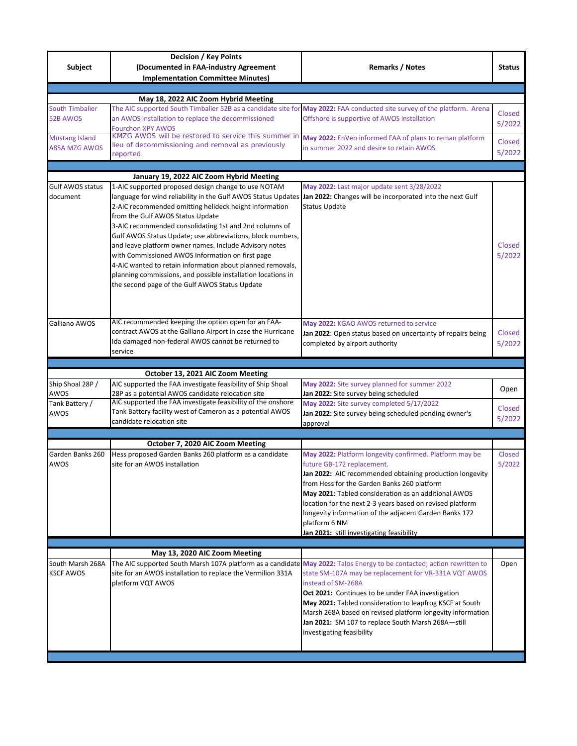| Subject | Decision / Key Points (Documented in FAA-industry Agreement Implementation Committee Minutes) | Remarks / Notes | Status |
|---|---|---|---|
| | **May 18, 2022 AIC Zoom Hybrid Meeting** | | |
| South Timbalier 52B AWOS | The AIC supported South Timbalier 52B as a candidate site for an AWOS installation to replace the decommissioned Fourchon XPY AWOS | **May 2022:** FAA conducted site survey of the platform. Arena Offshore is supportive of AWOS installation | Closed 5/2022 |
| Mustang Island A85A MZG AWOS | KMZG AWOS will be restored to service this summer in lieu of decommissioning and removal as previously reported | **May 2022:** EnVen informed FAA of plans to reman platform in summer 2022 and desire to retain AWOS | Closed 5/2022 |
| | **January 19, 2022 AIC Zoom Hybrid Meeting** | | |
| Gulf AWOS status document | 1-AIC supported proposed design change to use NOTAM language for wind reliability in the Gulf AWOS Status Updates<br>2-AIC recommended omitting helideck height information from the Gulf AWOS Status Update<br>3-AIC recommended consolidating 1st and 2nd columns of Gulf AWOS Status Update; use abbreviations, block numbers, and leave platform owner names. Include Advisory notes with Commissioned AWOS Information on first page<br>4-AIC wanted to retain information about planned removals, planning commissions, and possible installation locations in the second page of the Gulf AWOS Status Update | **May 2022:** Last major update sent 3/28/2022<br>**Jan 2022:** Changes will be incorporated into the next Gulf Status Update | Closed 5/2022 |
| Galliano AWOS | AIC recommended keeping the option open for an FAA-contract AWOS at the Galliano Airport in case the Hurricane Ida damaged non-federal AWOS cannot be returned to service | **May 2022:** KGAO AWOS returned to service<br>**Jan 2022**: Open status based on uncertainty of repairs being completed by airport authority | Closed 5/2022 |
| | **October 13, 2021 AIC Zoom Meeting** | | |
| Ship Shoal 28P / AWOS | AIC supported the FAA investigate feasibility of Ship Shoal 28P as a potential AWOS candidate relocation site | **May 2022:** Site survey planned for summer 2022<br>**Jan 2022:** Site survey being scheduled | Open |
| Tank Battery / AWOS | AIC supported the FAA investigate feasibility of the onshore Tank Battery facility west of Cameron as a potential AWOS candidate relocation site | **May 2022:** Site survey completed 5/17/2022<br>**Jan 2022:** Site survey being scheduled pending owner's approval | Closed 5/2022 |
| | **October 7, 2020 AIC Zoom Meeting** | | |
| Garden Banks 260 AWOS | Hess proposed Garden Banks 260 platform as a candidate site for an AWOS installation | **May 2022:** Platform longevity confirmed. Platform may be future GB-172 replacement.<br>**Jan 2022:** AIC recommended obtaining production longevity from Hess for the Garden Banks 260 platform<br>**May 2021:** Tabled consideration as an additional AWOS location for the next 2-3 years based on revised platform longevity information of the adjacent Garden Banks 172 platform 6 NM<br>**Jan 2021:** still investigating feasibility | Closed 5/2022 |
| | **May 13, 2020 AIC Zoom Meeting** | | |
| South Marsh 268A KSCF AWOS | The AIC supported South Marsh 107A platform as a candidate site for an AWOS installation to replace the Vermilion 331A platform VQT AWOS | **May 2022:** Talos Energy to be contacted; action rewritten to state SM-107A may be replacement for VR-331A VQT AWOS instead of SM-268A<br>**Oct 2021:** Continues to be under FAA investigation<br>**May 2021:** Tabled consideration to leapfrog KSCF at South Marsh 268A based on revised platform longevity information<br>**Jan 2021:** SM 107 to replace South Marsh 268A—still investigating feasibility | Open |